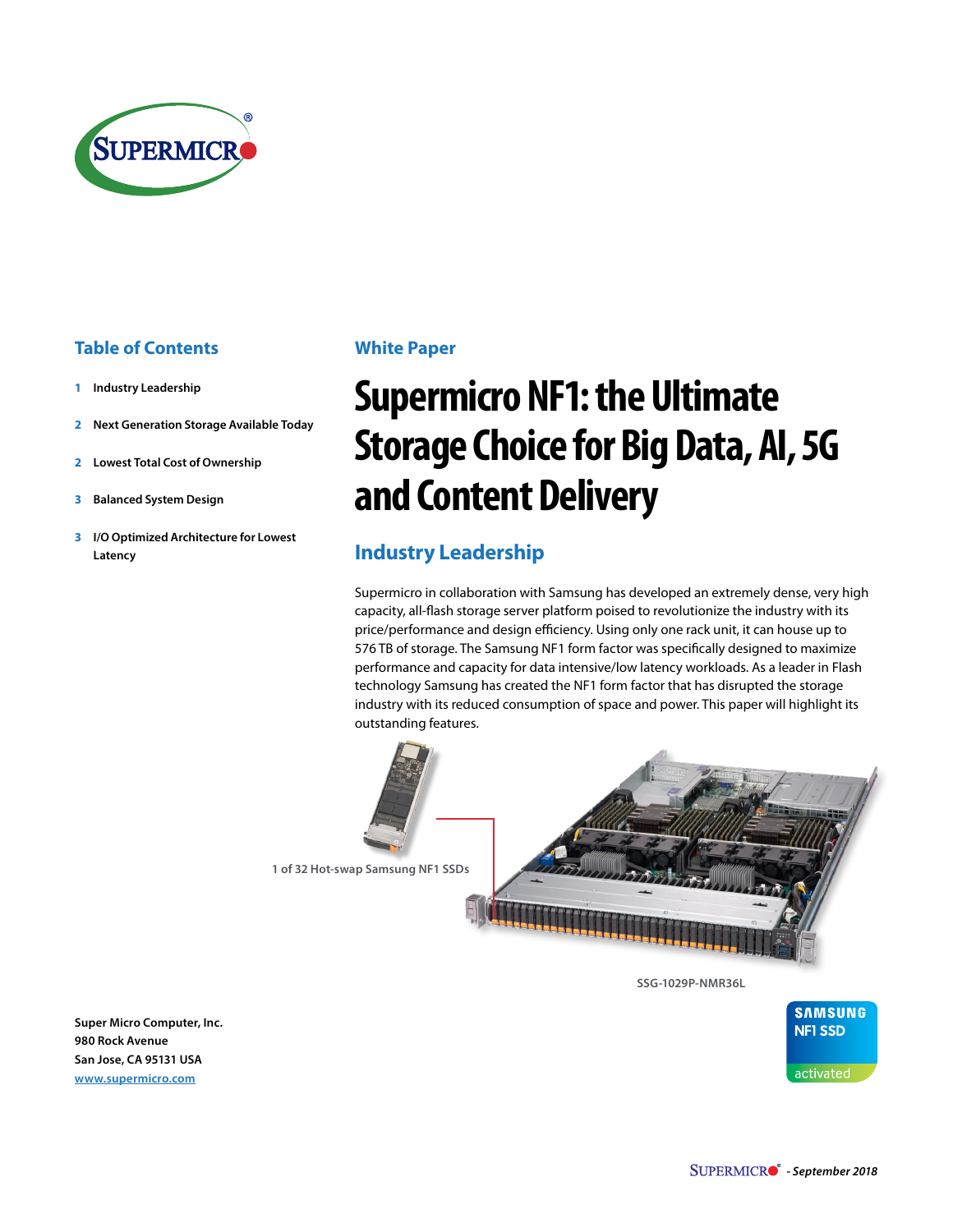## Table of Contents

1 Industry Leadership

2 Next Generation Storage Available Today

2 Lowest Total Cost of Ownership

3 Balanced System Design

3 I/O Optimized Architecture for Lowest Latency

**Super Micro Computer, Inc.**
**980 Rock Avenue**
**San Jose, CA 95131 USA**
**www.supermicro.com**

### White Paper

# Supermicro NF1: the Ultimate Storage Choice for Big Data, AI, 5G and Content Delivery

## Industry Leadership

Supermicro in collaboration with Samsung has developed an extremely dense, very high capacity, all-flash storage server platform poised to revolutionize the industry with its price/performance and design efficiency. Using only one rack unit, it can house up to 576 TB of storage. The Samsung NF1 form factor was specifically designed to maximize performance and capacity for data intensive/low latency workloads. As a leader in Flash technology Samsung has created the NF1 form factor that has disrupted the storage industry with its reduced consumption of space and power. This paper will highlight its outstanding features.

1 of 32 Hot-swap Samsung NF1 SSDs

SSG-1029P-NMR36L

SAMSUNG NF1 SSD activated

*- September 2018*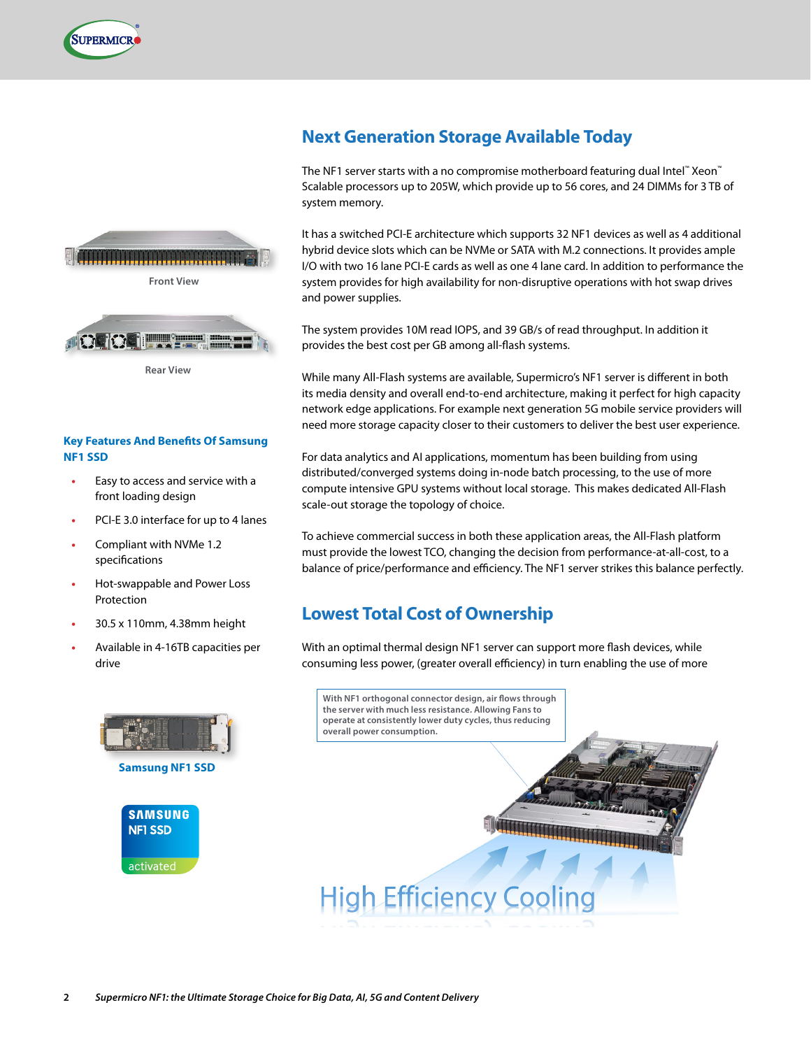## Next Generation Storage Available Today

The NF1 server starts with a no compromise motherboard featuring dual Intel™ Xeon™ Scalable processors up to 205W, which provide up to 56 cores, and 24 DIMMs for 3 TB of system memory.

It has a switched PCI-E architecture which supports 32 NF1 devices as well as 4 additional hybrid device slots which can be NVMe or SATA with M.2 connections. It provides ample I/O with two 16 lane PCI-E cards as well as one 4 lane card. In addition to performance the system provides for high availability for non-disruptive operations with hot swap drives and power supplies.

The system provides 10M read IOPS, and 39 GB/s of read throughput. In addition it provides the best cost per GB among all-flash systems.

While many All-Flash systems are available, Supermicro's NF1 server is different in both its media density and overall end-to-end architecture, making it perfect for high capacity network edge applications. For example next generation 5G mobile service providers will need more storage capacity closer to their customers to deliver the best user experience.

For data analytics and AI applications, momentum has been building from using distributed/converged systems doing in-node batch processing, to the use of more compute intensive GPU systems without local storage. This makes dedicated All-Flash scale-out storage the topology of choice.

To achieve commercial success in both these application areas, the All-Flash platform must provide the lowest TCO, changing the decision from performance-at-all-cost, to a balance of price/performance and efficiency. The NF1 server strikes this balance perfectly.

## Lowest Total Cost of Ownership

With an optimal thermal design NF1 server can support more flash devices, while consuming less power, (greater overall efficiency) in turn enabling the use of more

Front View

Rear View

### Key Features And Benefits Of Samsung NF1 SSD

- Easy to access and service with a front loading design
- PCI-E 3.0 interface for up to 4 lanes
- Compliant with NVMe 1.2 specifications
- Hot-swappable and Power Loss Protection
- 30.5 x 110mm, 4.38mm height
- Available in 4-16TB capacities per drive

Samsung NF1 SSD

With NF1 orthogonal connector design, air flows through the server with much less resistance. Allowing Fans to operate at consistently lower duty cycles, thus reducing overall power consumption.

High Efficiency Cooling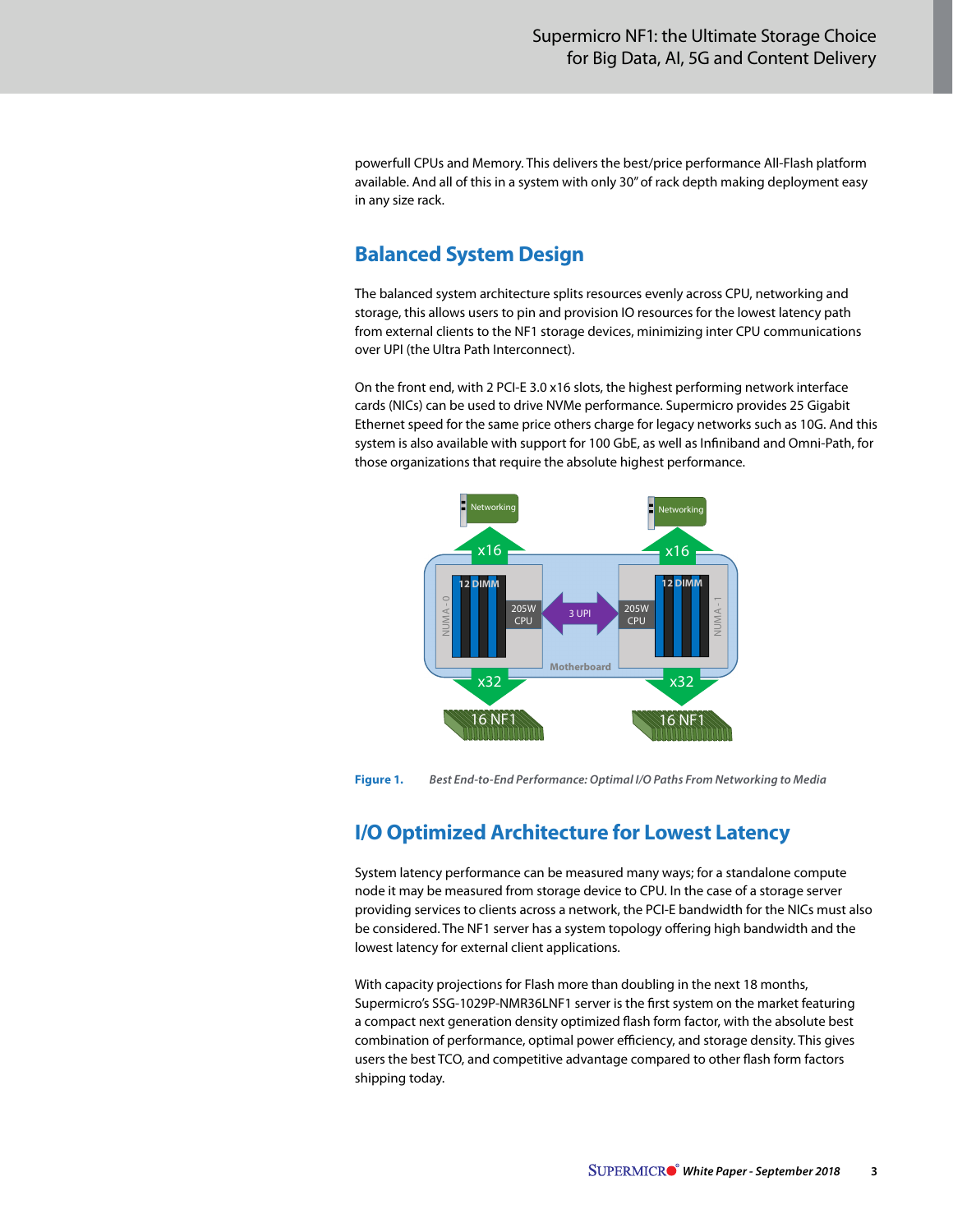powerfull CPUs and Memory. This delivers the best/price performance All-Flash platform available. And all of this in a system with only 30" of rack depth making deployment easy in any size rack.

## Balanced System Design

The balanced system architecture splits resources evenly across CPU, networking and storage, this allows users to pin and provision IO resources for the lowest latency path from external clients to the NF1 storage devices, minimizing inter CPU communications over UPI (the Ultra Path Interconnect).

On the front end, with 2 PCI-E 3.0 x16 slots, the highest performing network interface cards (NICs) can be used to drive NVMe performance. Supermicro provides 25 Gigabit Ethernet speed for the same price others charge for legacy networks such as 10G. And this system is also available with support for 100 GbE, as well as Infiniband and Omni-Path, for those organizations that require the absolute highest performance.

**Figure 1.** *Best End-to-End Performance: Optimal I/O Paths From Networking to Media*

## I/O Optimized Architecture for Lowest Latency

System latency performance can be measured many ways; for a standalone compute node it may be measured from storage device to CPU. In the case of a storage server providing services to clients across a network, the PCI-E bandwidth for the NICs must also be considered. The NF1 server has a system topology offering high bandwidth and the lowest latency for external client applications.

With capacity projections for Flash more than doubling in the next 18 months, Supermicro's SSG-1029P-NMR36LNF1 server is the first system on the market featuring a compact next generation density optimized flash form factor, with the absolute best combination of performance, optimal power efficiency, and storage density. This gives users the best TCO, and competitive advantage compared to other flash form factors shipping today.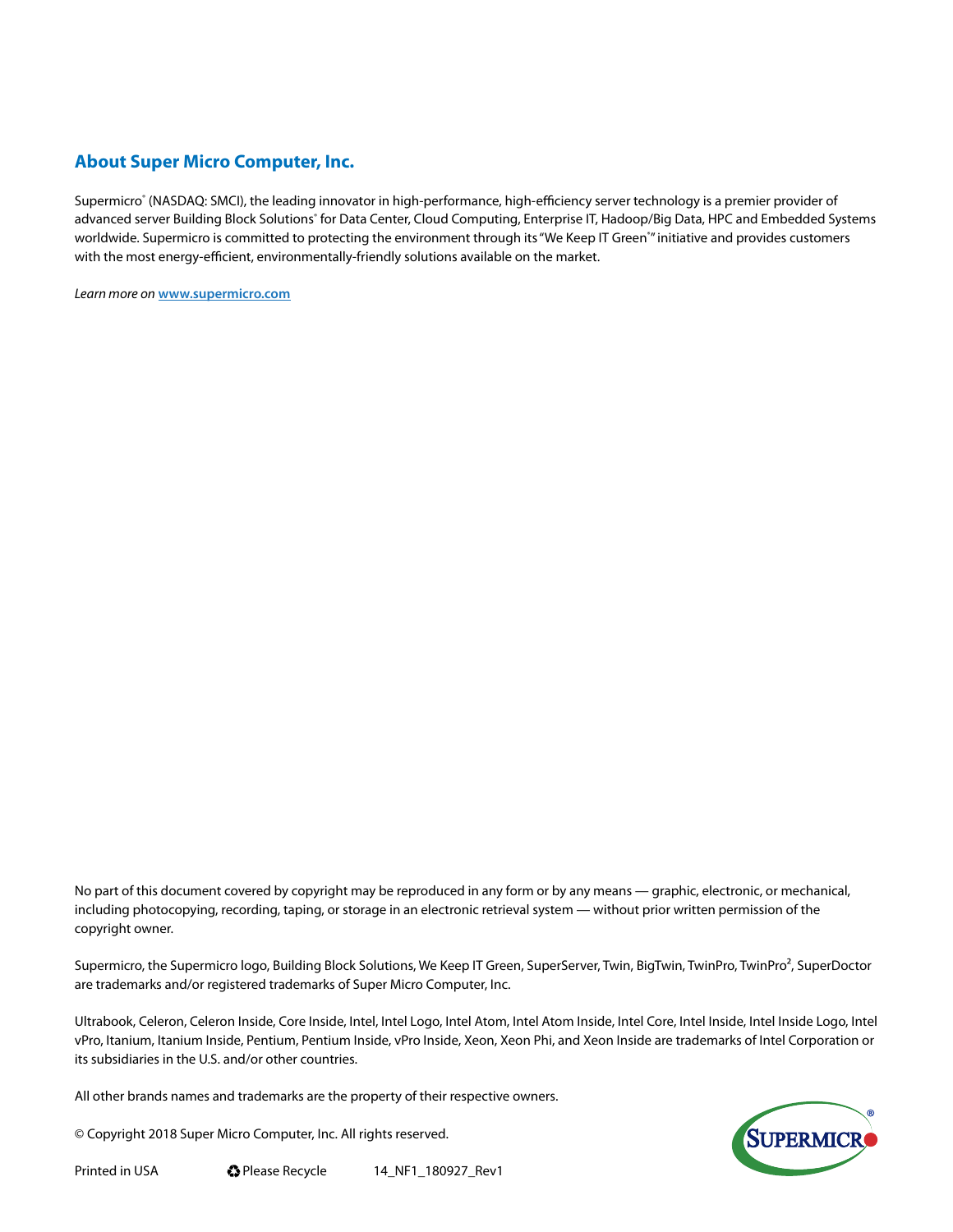## About Super Micro Computer, Inc.

Supermicro® (NASDAQ: SMCI), the leading innovator in high-performance, high-efficiency server technology is a premier provider of advanced server Building Block Solutions® for Data Center, Cloud Computing, Enterprise IT, Hadoop/Big Data, HPC and Embedded Systems worldwide. Supermicro is committed to protecting the environment through its "We Keep IT Green®" initiative and provides customers with the most energy-efficient, environmentally-friendly solutions available on the market.

*Learn more on* **www.supermicro.com**

No part of this document covered by copyright may be reproduced in any form or by any means — graphic, electronic, or mechanical, including photocopying, recording, taping, or storage in an electronic retrieval system — without prior written permission of the copyright owner.

Supermicro, the Supermicro logo, Building Block Solutions, We Keep IT Green, SuperServer, Twin, BigTwin, TwinPro, TwinPro², SuperDoctor are trademarks and/or registered trademarks of Super Micro Computer, Inc.

Ultrabook, Celeron, Celeron Inside, Core Inside, Intel, Intel Logo, Intel Atom, Intel Atom Inside, Intel Core, Intel Inside, Intel Inside Logo, Intel vPro, Itanium, Itanium Inside, Pentium, Pentium Inside, vPro Inside, Xeon, Xeon Phi, and Xeon Inside are trademarks of Intel Corporation or its subsidiaries in the U.S. and/or other countries.

All other brands names and trademarks are the property of their respective owners.

© Copyright 2018 Super Micro Computer, Inc. All rights reserved.

Printed in USA ♻ Please Recycle 14_NF1_180927_Rev1